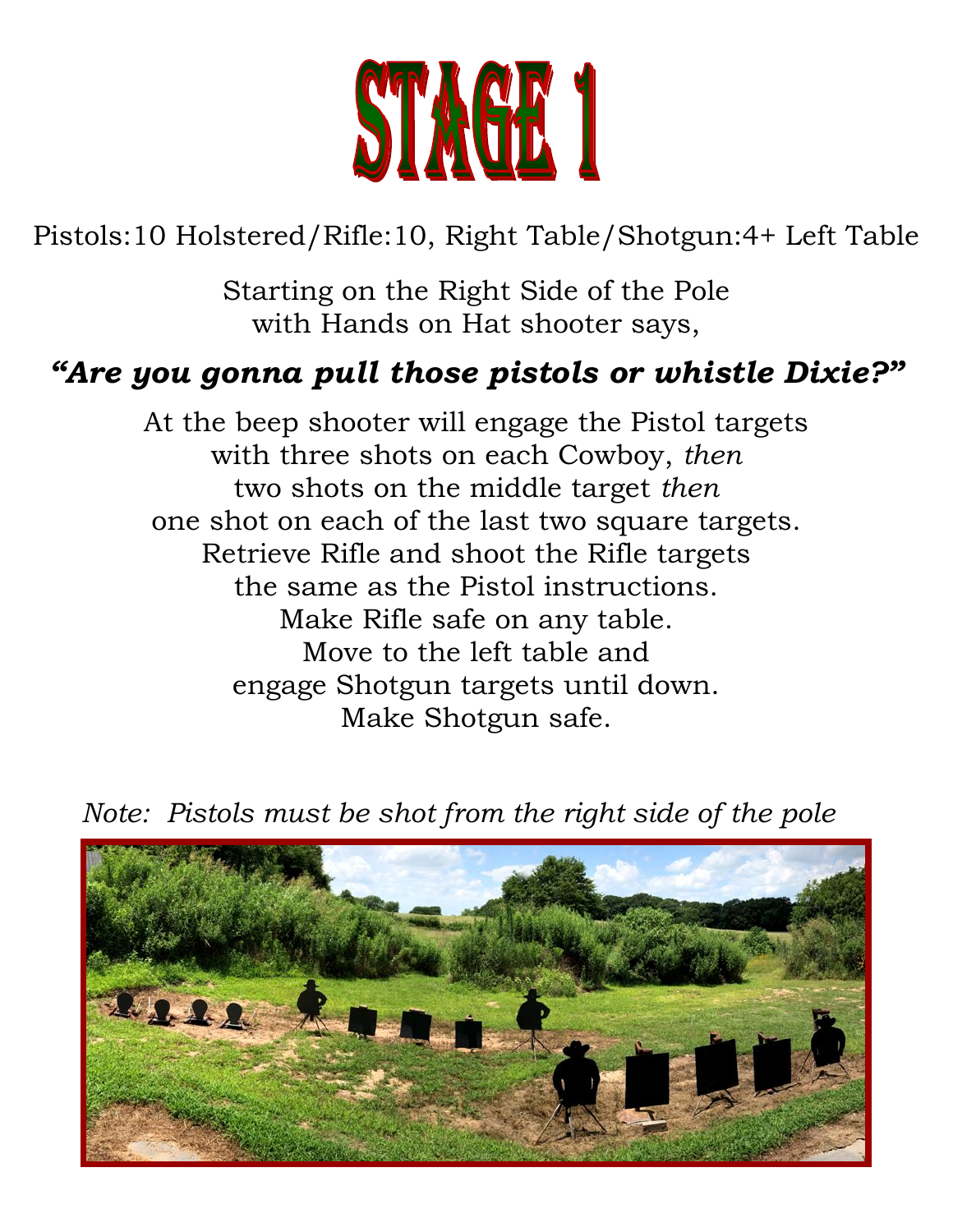# STAGE 1

Pistols:10 Holstered/Rifle:10, Right Table/Shotgun:4+ Left Table

Starting on the Right Side of the Pole
with Hands on Hat shooter says,

***"Are you gonna pull those pistols or whistle Dixie?"***

At the beep shooter will engage the Pistol targets
with three shots on each Cowboy, *then*
two shots on the middle target *then*
one shot on each of the last two square targets.
Retrieve Rifle and shoot the Rifle targets
the same as the Pistol instructions.
Make Rifle safe on any table.
Move to the left table and
engage Shotgun targets until down.
Make Shotgun safe.

*Note: Pistols must be shot from the right side of the pole*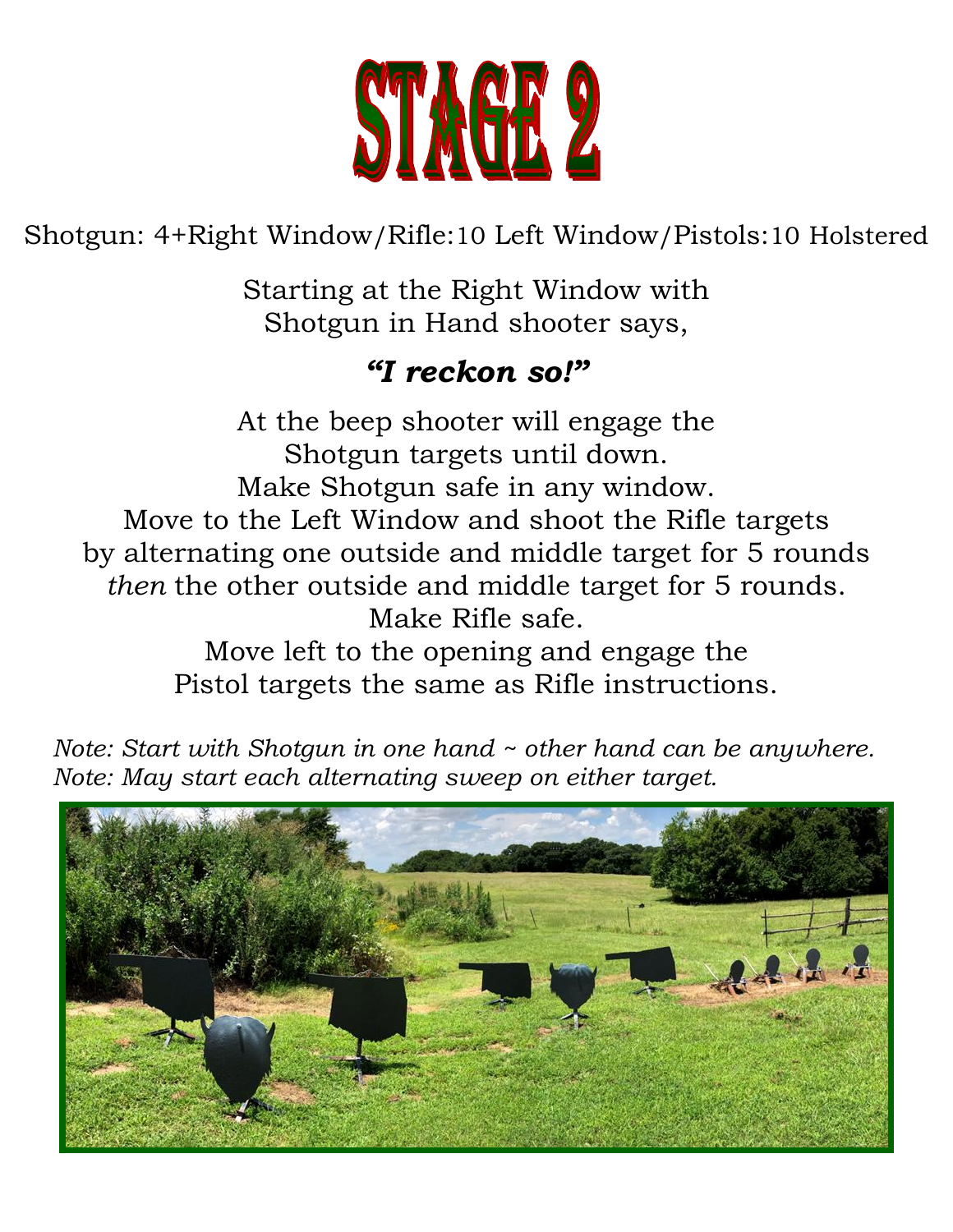# STAGE 2

Shotgun: 4+Right Window/Rifle:10 Left Window/Pistols:10 Holstered

Starting at the Right Window with
Shotgun in Hand shooter says,

***"I reckon so!"***

At the beep shooter will engage the
Shotgun targets until down.
Make Shotgun safe in any window.
Move to the Left Window and shoot the Rifle targets
by alternating one outside and middle target for 5 rounds
*then* the other outside and middle target for 5 rounds.
Make Rifle safe.
Move left to the opening and engage the
Pistol targets the same as Rifle instructions.

*Note: Start with Shotgun in one hand ~ other hand can be anywhere.*
*Note: May start each alternating sweep on either target.*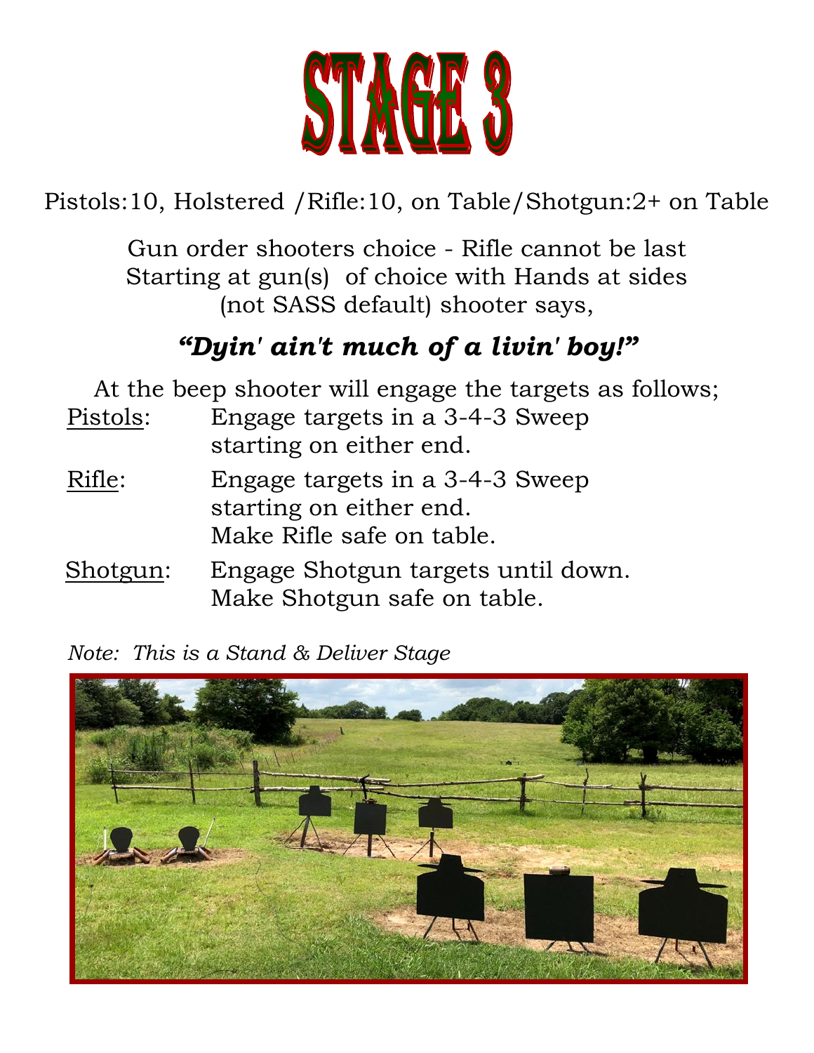# STAGE 3

Pistols:10, Holstered /Rifle:10, on Table/Shotgun:2+ on Table

Gun order shooters choice - Rifle cannot be last
Starting at gun(s) of choice with Hands at sides
(not SASS default) shooter says,

***"Dyin' ain't much of a livin' boy!"***

At the beep shooter will engage the targets as follows;

Pistols: Engage targets in a 3-4-3 Sweep starting on either end.

Rifle: Engage targets in a 3-4-3 Sweep starting on either end. Make Rifle safe on table.

Shotgun: Engage Shotgun targets until down. Make Shotgun safe on table.

*Note: This is a Stand & Deliver Stage*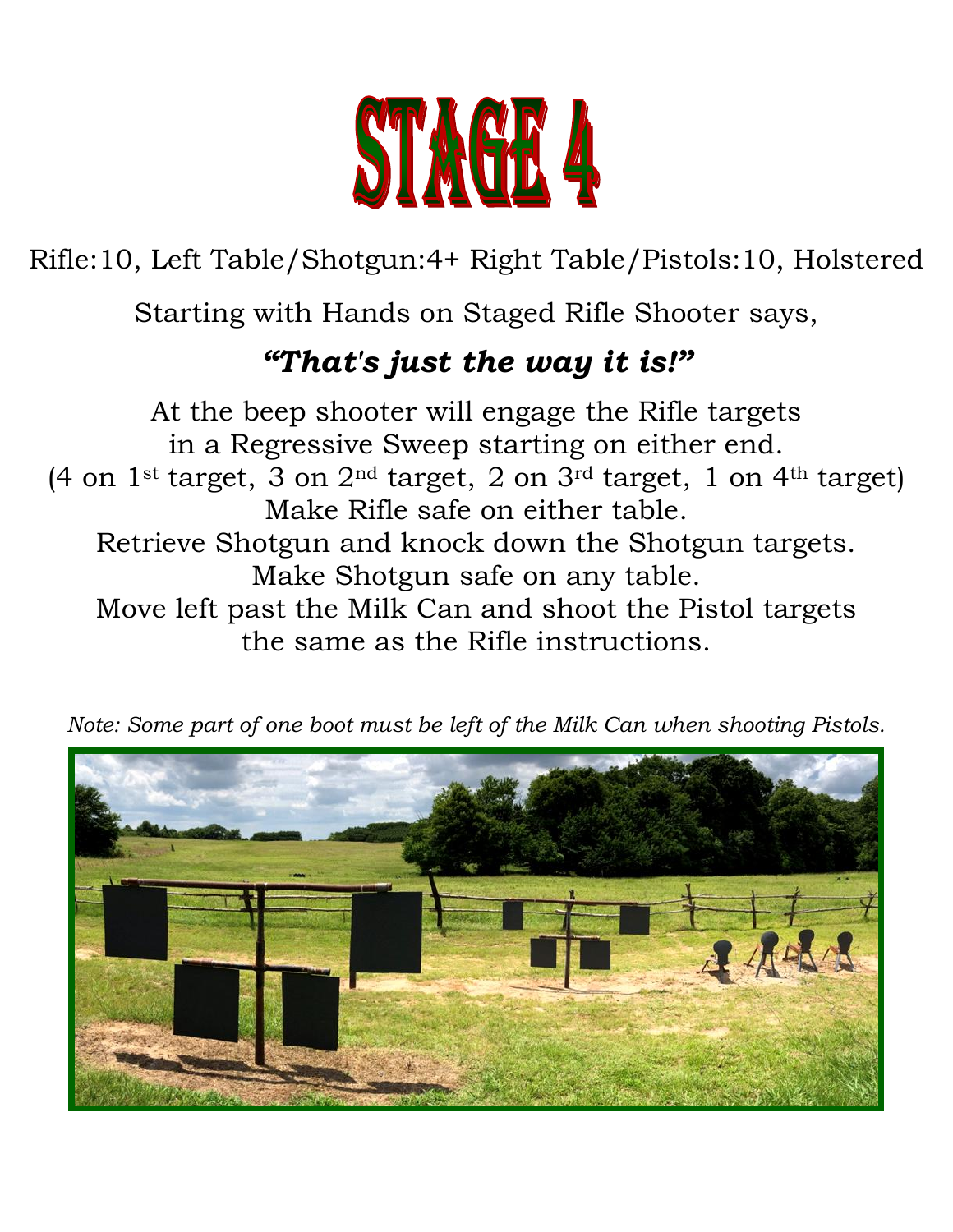# STAGE 4

Rifle:10, Left Table/Shotgun:4+ Right Table/Pistols:10, Holstered

Starting with Hands on Staged Rifle Shooter says,

***"That's just the way it is!"***

At the beep shooter will engage the Rifle targets in a Regressive Sweep starting on either end.
(4 on 1st target, 3 on 2nd target, 2 on 3rd target, 1 on 4th target)
Make Rifle safe on either table.
Retrieve Shotgun and knock down the Shotgun targets.
Make Shotgun safe on any table.
Move left past the Milk Can and shoot the Pistol targets the same as the Rifle instructions.

*Note: Some part of one boot must be left of the Milk Can when shooting Pistols.*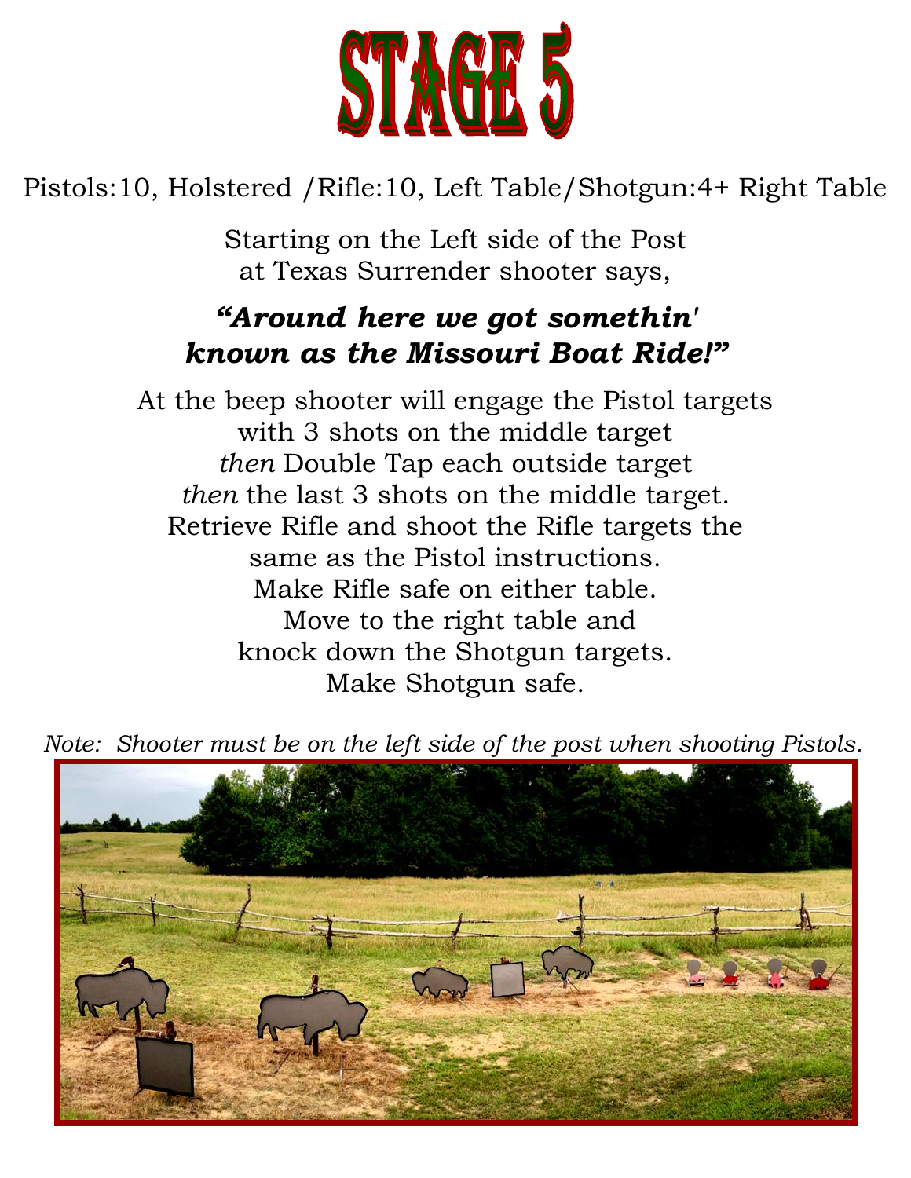# STAGE 5

Pistols:10, Holstered /Rifle:10, Left Table/Shotgun:4+ Right Table

Starting on the Left side of the Post
at Texas Surrender shooter says,

***"Around here we got somethin' known as the Missouri Boat Ride!"***

At the beep shooter will engage the Pistol targets
with 3 shots on the middle target
*then* Double Tap each outside target
*then* the last 3 shots on the middle target.
Retrieve Rifle and shoot the Rifle targets the
same as the Pistol instructions.
Make Rifle safe on either table.
Move to the right table and
knock down the Shotgun targets.
Make Shotgun safe.

*Note: Shooter must be on the left side of the post when shooting Pistols.*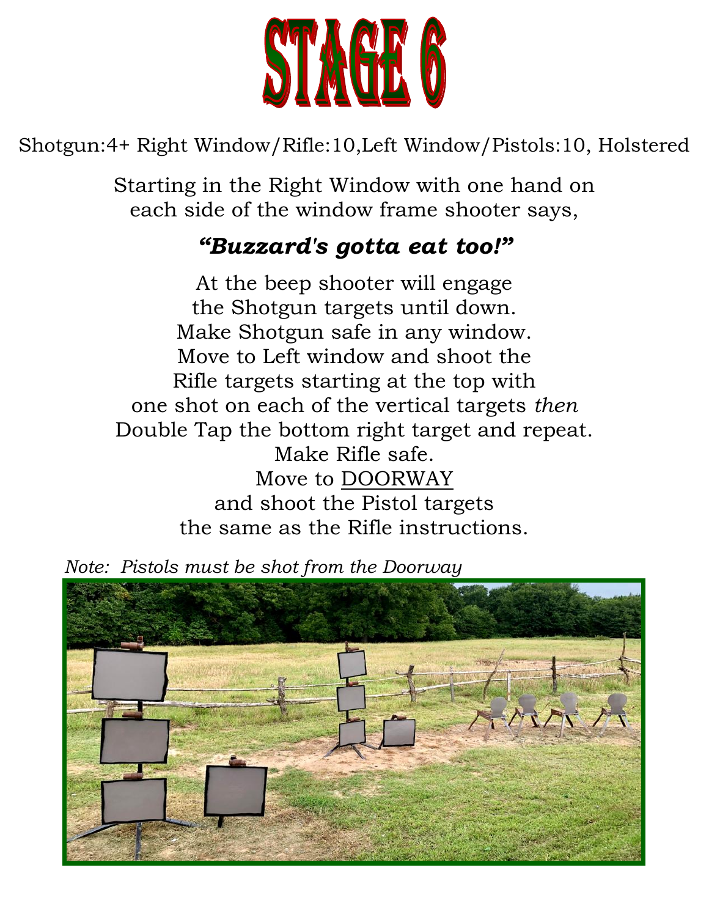# STAGE 6

Shotgun:4+ Right Window/Rifle:10,Left Window/Pistols:10, Holstered

Starting in the Right Window with one hand on each side of the window frame shooter says,

***"Buzzard's gotta eat too!"***

At the beep shooter will engage the Shotgun targets until down.
Make Shotgun safe in any window.
Move to Left window and shoot the Rifle targets starting at the top with one shot on each of the vertical targets *then* Double Tap the bottom right target and repeat.
Make Rifle safe.
Move to DOORWAY and shoot the Pistol targets the same as the Rifle instructions.

*Note: Pistols must be shot from the Doorway*